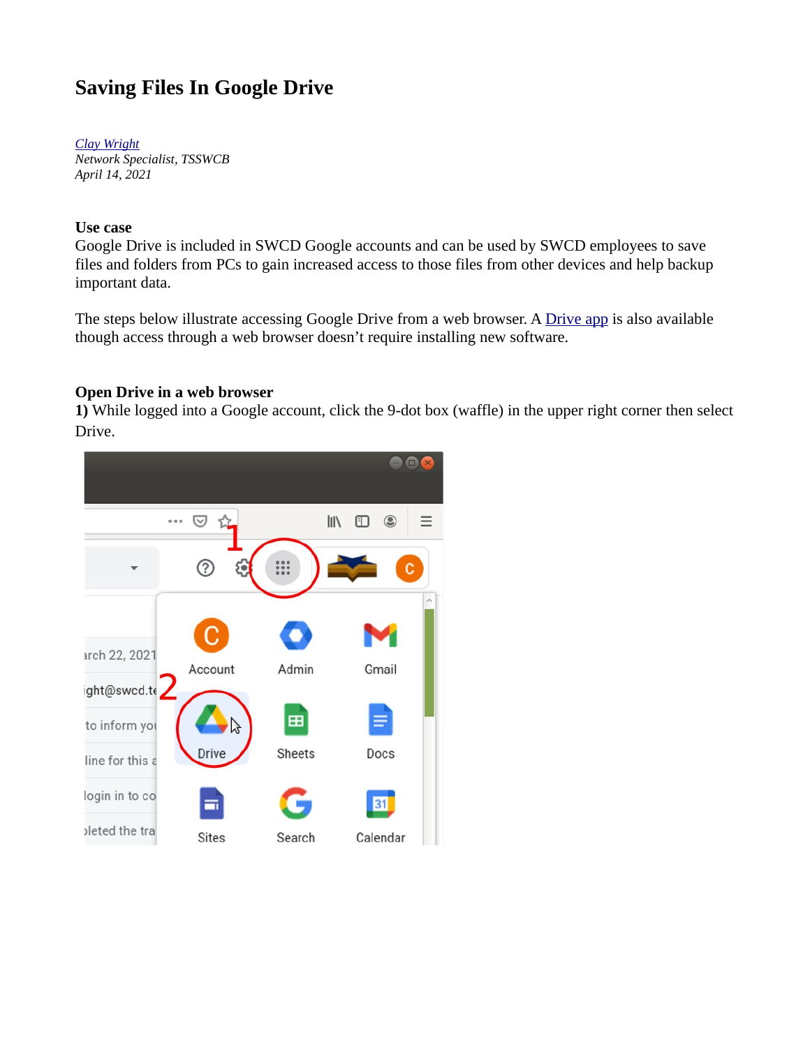# Saving Files In Google Drive

*Clay Wright*
*Network Specialist, TSSWCB*
*April 14, 2021*

**Use case**
Google Drive is included in SWCD Google accounts and can be used by SWCD employees to save files and folders from PCs to gain increased access to those files from other devices and help backup important data.

The steps below illustrate accessing Google Drive from a web browser. A Drive app is also available though access through a web browser doesn't require installing new software.

**Open Drive in a web browser**
**1)** While logged into a Google account, click the 9-dot box (waffle) in the upper right corner then select Drive.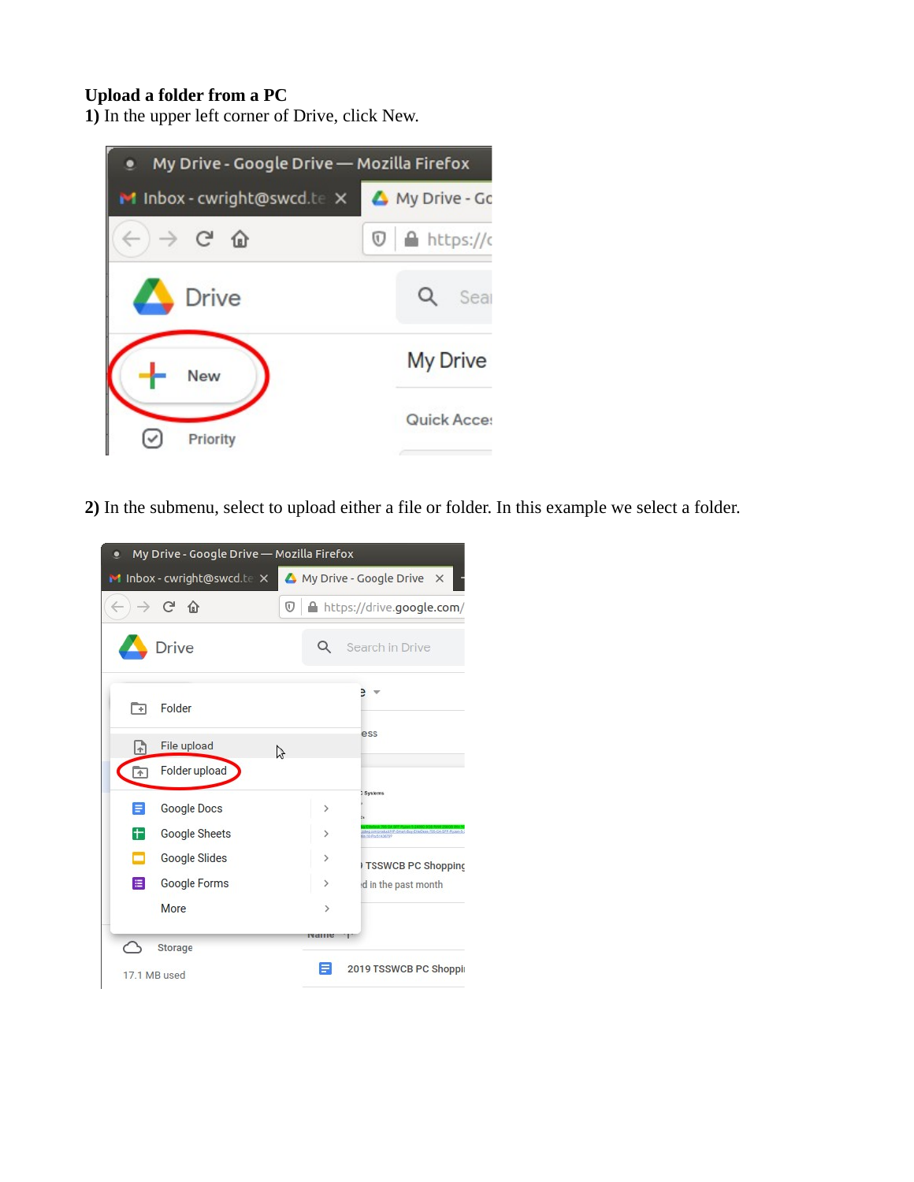**Upload a folder from a PC**

**1)** In the upper left corner of Drive, click New.

**2)** In the submenu, select to upload either a file or folder. In this example we select a folder.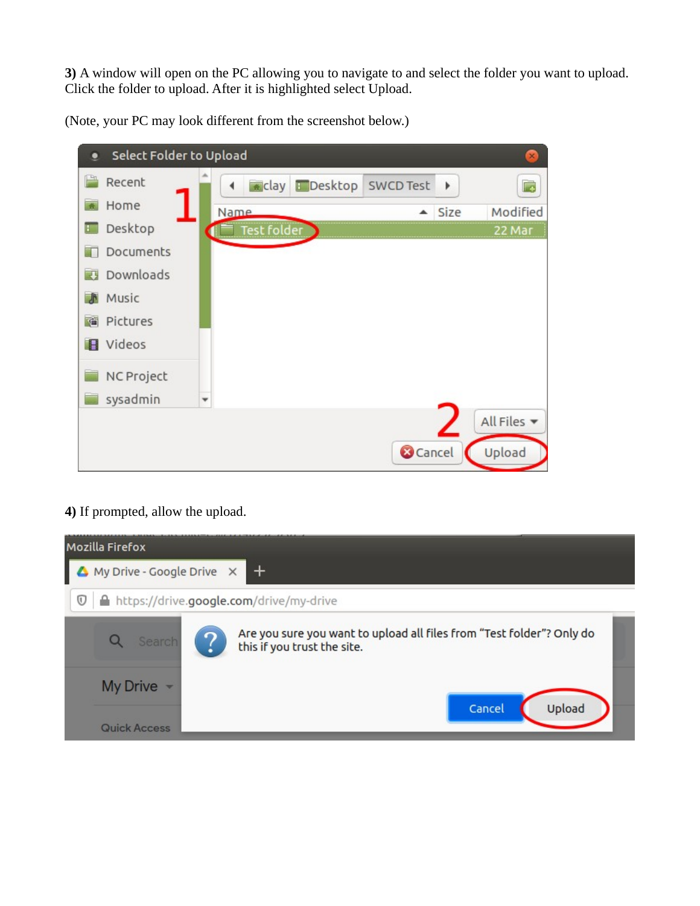**3)** A window will open on the PC allowing you to navigate to and select the folder you want to upload. Click the folder to upload. After it is highlighted select Upload.

(Note, your PC may look different from the screenshot below.)

**4)** If prompted, allow the upload.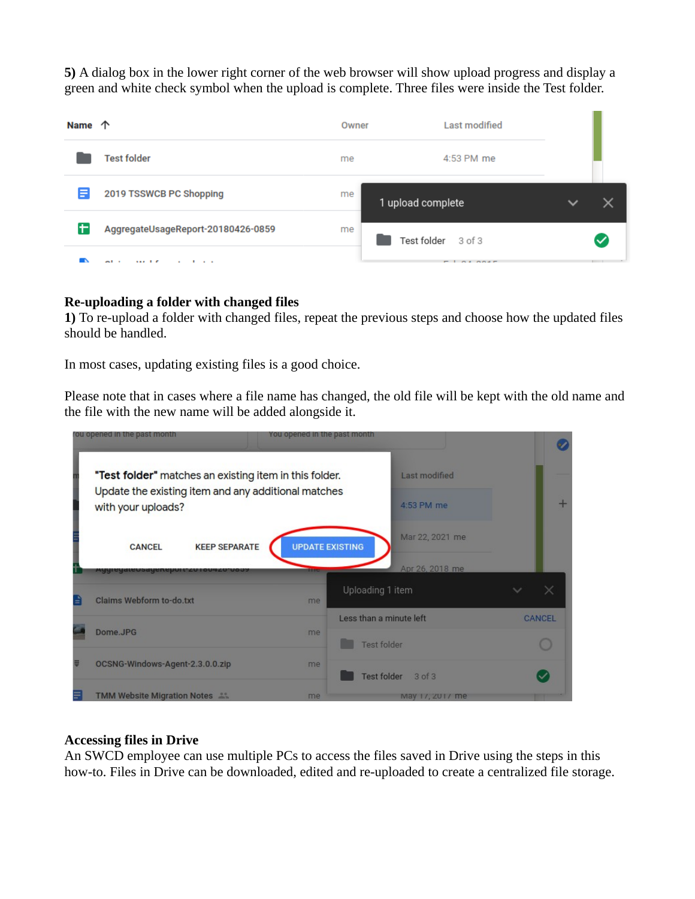**5)** A dialog box in the lower right corner of the web browser will show upload progress and display a green and white check symbol when the upload is complete. Three files were inside the Test folder.

**Re-uploading a folder with changed files**
**1)** To re-upload a folder with changed files, repeat the previous steps and choose how the updated files should be handled.

In most cases, updating existing files is a good choice.

Please note that in cases where a file name has changed, the old file will be kept with the old name and the file with the new name will be added alongside it.

**Accessing files in Drive**
An SWCD employee can use multiple PCs to access the files saved in Drive using the steps in this how-to. Files in Drive can be downloaded, edited and re-uploaded to create a centralized file storage.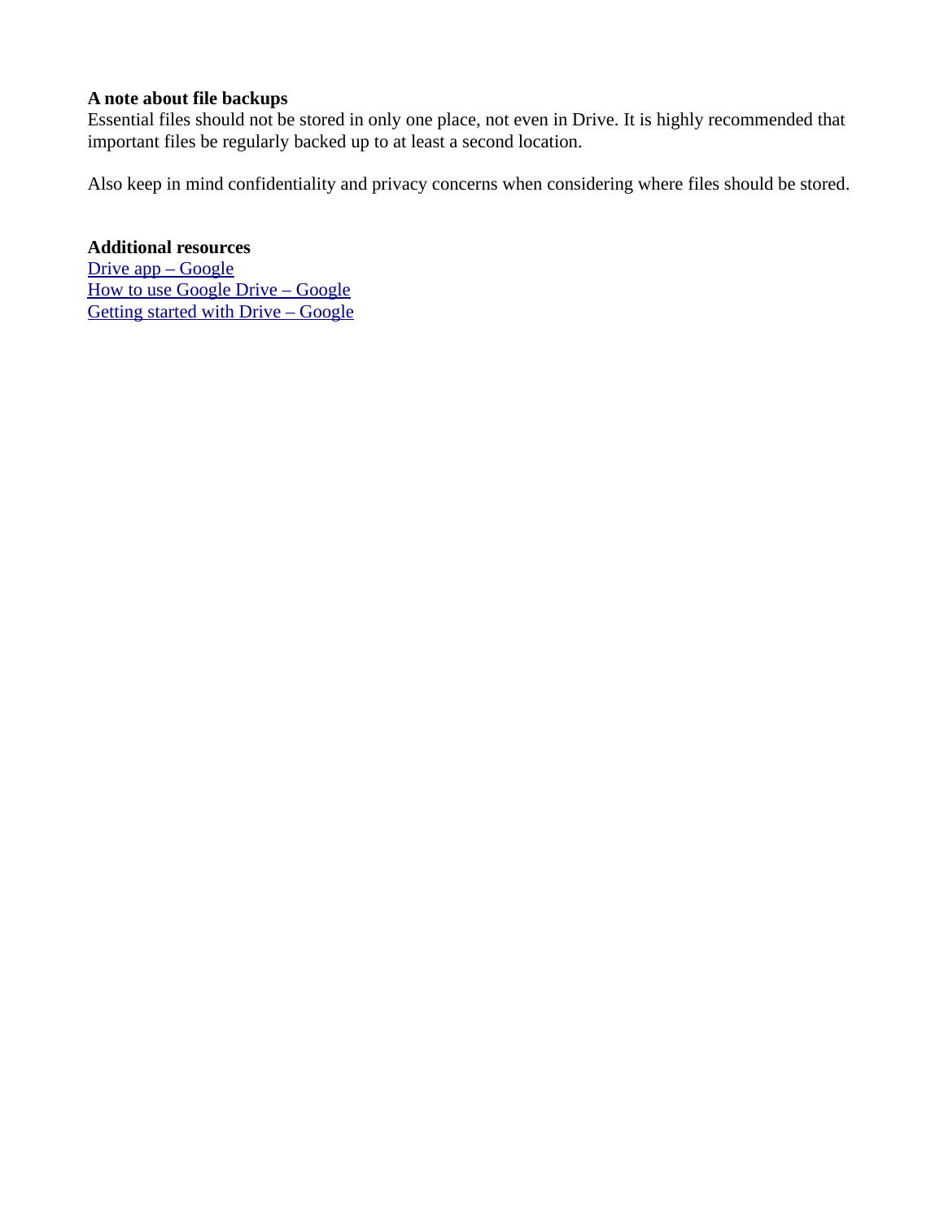**A note about file backups**
Essential files should not be stored in only one place, not even in Drive. It is highly recommended that important files be regularly backed up to at least a second location.

Also keep in mind confidentiality and privacy concerns when considering where files should be stored.

**Additional resources**
Drive app – Google
How to use Google Drive – Google
Getting started with Drive – Google